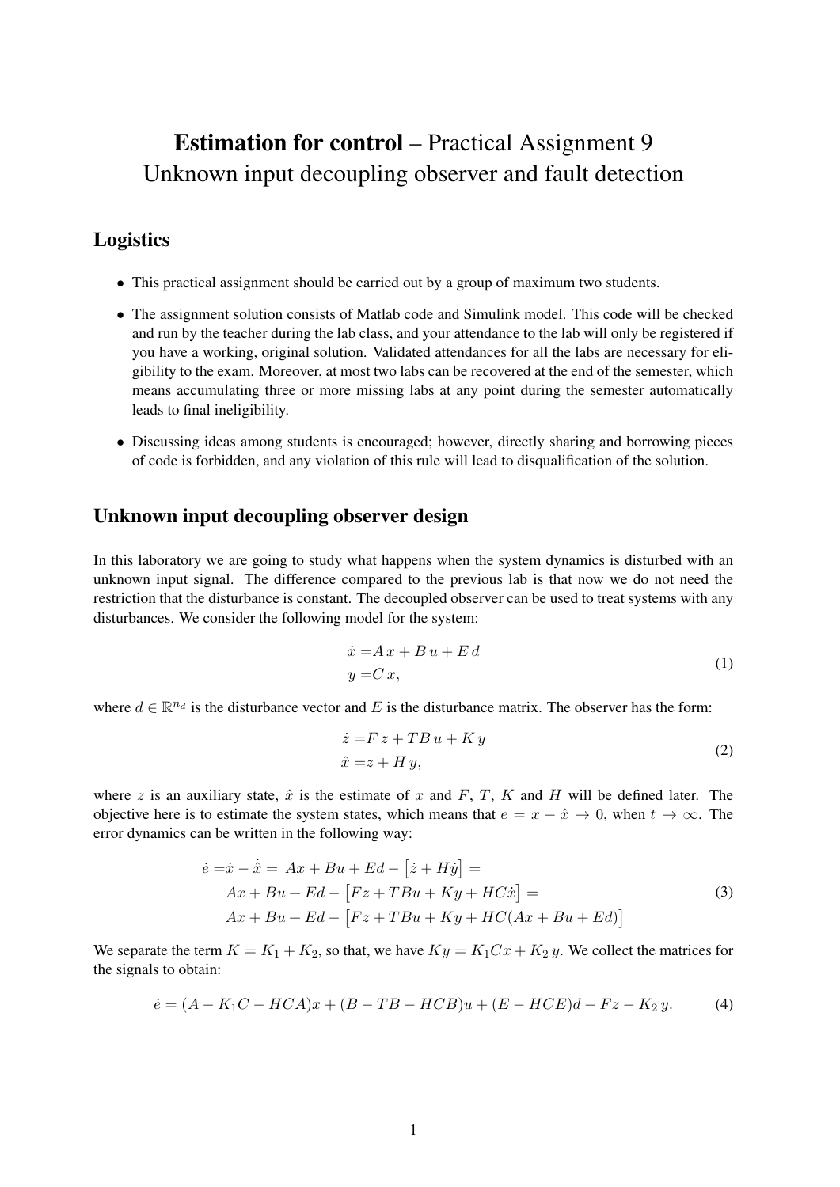# **Estimation for control** – Practical Assignment 9
## Unknown input decoupling observer and fault detection

## Logistics

- This practical assignment should be carried out by a group of maximum two students.
- The assignment solution consists of Matlab code and Simulink model. This code will be checked and run by the teacher during the lab class, and your attendance to the lab will only be registered if you have a working, original solution. Validated attendances for all the labs are necessary for eligibility to the exam. Moreover, at most two labs can be recovered at the end of the semester, which means accumulating three or more missing labs at any point during the semester automatically leads to final ineligibility.
- Discussing ideas among students is encouraged; however, directly sharing and borrowing pieces of code is forbidden, and any violation of this rule will lead to disqualification of the solution.

## Unknown input decoupling observer design

In this laboratory we are going to study what happens when the system dynamics is disturbed with an unknown input signal. The difference compared to the previous lab is that now we do not need the restriction that the disturbance is constant. The decoupled observer can be used to treat systems with any disturbances. We consider the following model for the system:

$$
\begin{aligned}
\dot{x} =& A\,x + B\,u + E\,d \\
y =& C\,x,
\end{aligned}
\tag{1}
$$

where $d \in \mathbb{R}^{n_d}$ is the disturbance vector and $E$ is the disturbance matrix. The observer has the form:

$$
\begin{aligned}
\dot{z} =& F\,z + TB\,u + K\,y \\
\hat{x} =& z + H\,y,
\end{aligned}
\tag{2}
$$

where $z$ is an auxiliary state, $\hat{x}$ is the estimate of $x$ and $F$, $T$, $K$ and $H$ will be defined later. The objective here is to estimate the system states, which means that $e = x - \hat{x} \to 0$, when $t \to \infty$. The error dynamics can be written in the following way:

$$
\begin{aligned}
\dot{e} =& \dot{x} - \dot{\hat{x}} = \; Ax + Bu + Ed - \left[\dot{z} + H\dot{y}\right] = \\
& Ax + Bu + Ed - \left[Fz + TBu + Ky + HC\dot{x}\right] = \\
& Ax + Bu + Ed - \left[Fz + TBu + Ky + HC(Ax + Bu + Ed)\right]
\end{aligned}
\tag{3}
$$

We separate the term $K = K_1 + K_2$, so that, we have $Ky = K_1Cx + K_2\,y$. We collect the matrices for the signals to obtain:

$$
\dot{e} = (A - K_1C - HCA)x + (B - TB - HCB)u + (E - HCE)d - Fz - K_2\,y. \tag{4}
$$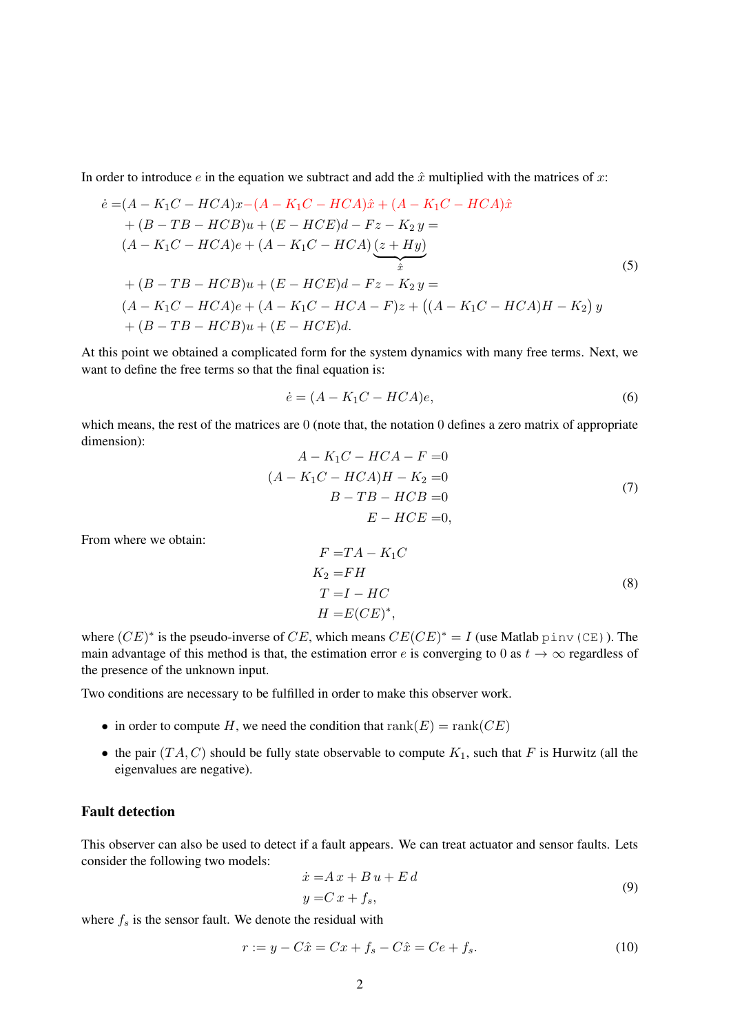In order to introduce $e$ in the equation we subtract and add the $\hat{x}$ multiplied with the matrices of $x$:

$$
\begin{aligned}
\dot{e} =& (A - K_1 C - HCA)x - (A - K_1 C - HCA)\hat{x} + (A - K_1 C - HCA)\hat{x} \\
& + (B - TB - HCB)u + (E - HCE)d - Fz - K_2\, y = \\
& (A - K_1 C - HCA)e + (A - K_1 C - HCA)\underbrace{(z + Hy)}_{\hat{x}} \\
& + (B - TB - HCB)u + (E - HCE)d - Fz - K_2\, y = \\
& (A - K_1 C - HCA)e + (A - K_1 C - HCA - F)z + \big((A - K_1 C - HCA)H - K_2\big)\, y \\
& + (B - TB - HCB)u + (E - HCE)d.
\end{aligned}
\tag{5}
$$

At this point we obtained a complicated form for the system dynamics with many free terms. Next, we want to define the free terms so that the final equation is:

$$
\dot{e} = (A - K_1 C - HCA)e, \tag{6}
$$

which means, the rest of the matrices are 0 (note that, the notation 0 defines a zero matrix of appropriate dimension):

$$
\begin{aligned}
A - K_1 C - HCA - F &= 0 \\
(A - K_1 C - HCA)H - K_2 &= 0 \\
B - TB - HCB &= 0 \\
E - HCE &= 0,
\end{aligned}
\tag{7}
$$

From where we obtain:

$$
\begin{aligned}
F &= TA - K_1 C \\
K_2 &= FH \\
T &= I - HC \\
H &= E(CE)^*,
\end{aligned}
\tag{8}
$$

where $(CE)^*$ is the pseudo-inverse of $CE$, which means $CE(CE)^* = I$ (use Matlab `pinv(CE)`). The main advantage of this method is that, the estimation error $e$ is converging to 0 as $t \to \infty$ regardless of the presence of the unknown input.

Two conditions are necessary to be fulfilled in order to make this observer work.

- in order to compute $H$, we need the condition that $\text{rank}(E) = \text{rank}(CE)$
- the pair $(TA, C)$ should be fully state observable to compute $K_1$, such that $F$ is Hurwitz (all the eigenvalues are negative).

### Fault detection

This observer can also be used to detect if a fault appears. We can treat actuator and sensor faults. Lets consider the following two models:

$$
\begin{aligned}
\dot{x} &= A\, x + B\, u + E\, d \\
y &= C\, x + f_s,
\end{aligned}
\tag{9}
$$

where $f_s$ is the sensor fault. We denote the residual with

$$
r := y - C\hat{x} = Cx + f_s - C\hat{x} = Ce + f_s. \tag{10}
$$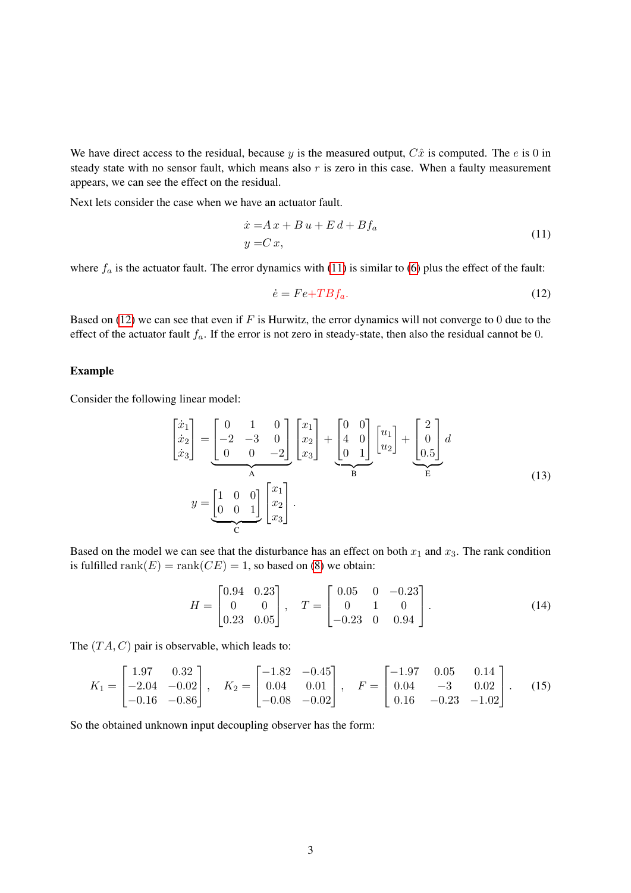We have direct access to the residual, because $y$ is the measured output, $C\hat{x}$ is computed. The $e$ is 0 in steady state with no sensor fault, which means also $r$ is zero in this case. When a faulty measurement appears, we can see the effect on the residual.

Next lets consider the case when we have an actuator fault.

$$
\begin{aligned}
\dot{x} &= A\,x + B\,u + E\,d + Bf_a \\
y &= C\,x,
\end{aligned} \tag{11}
$$

where $f_a$ is the actuator fault. The error dynamics with (11) is similar to (6) plus the effect of the fault:

$$
\dot{e} = Fe + TBf_a. \tag{12}
$$

Based on (12) we can see that even if $F$ is Hurwitz, the error dynamics will not converge to 0 due to the effect of the actuator fault $f_a$. If the error is not zero in steady-state, then also the residual cannot be 0.

**Example**

Consider the following linear model:

$$
\begin{aligned}
\begin{bmatrix} \dot{x}_1 \\ \dot{x}_2 \\ \dot{x}_3 \end{bmatrix} &= \underbrace{\begin{bmatrix} 0 & 1 & 0 \\ -2 & -3 & 0 \\ 0 & 0 & -2 \end{bmatrix}}_{\text{A}} \begin{bmatrix} x_1 \\ x_2 \\ x_3 \end{bmatrix} + \underbrace{\begin{bmatrix} 0 & 0 \\ 4 & 0 \\ 0 & 1 \end{bmatrix}}_{\text{B}} \begin{bmatrix} u_1 \\ u_2 \end{bmatrix} + \underbrace{\begin{bmatrix} 2 \\ 0 \\ 0.5 \end{bmatrix}}_{\text{E}} d \\
y &= \underbrace{\begin{bmatrix} 1 & 0 & 0 \\ 0 & 0 & 1 \end{bmatrix}}_{\text{C}} \begin{bmatrix} x_1 \\ x_2 \\ x_3 \end{bmatrix}.
\end{aligned} \tag{13}
$$

Based on the model we can see that the disturbance has an effect on both $x_1$ and $x_3$. The rank condition is fulfilled $\text{rank}(E) = \text{rank}(CE) = 1$, so based on (8) we obtain:

$$
H = \begin{bmatrix} 0.94 & 0.23 \\ 0 & 0 \\ 0.23 & 0.05 \end{bmatrix}, \quad T = \begin{bmatrix} 0.05 & 0 & -0.23 \\ 0 & 1 & 0 \\ -0.23 & 0 & 0.94 \end{bmatrix}. \tag{14}
$$

The $(TA, C)$ pair is observable, which leads to:

$$
K_1 = \begin{bmatrix} 1.97 & 0.32 \\ -2.04 & -0.02 \\ -0.16 & -0.86 \end{bmatrix}, \quad K_2 = \begin{bmatrix} -1.82 & -0.45 \\ 0.04 & 0.01 \\ -0.08 & -0.02 \end{bmatrix}, \quad F = \begin{bmatrix} -1.97 & 0.05 & 0.14 \\ 0.04 & -3 & 0.02 \\ 0.16 & -0.23 & -1.02 \end{bmatrix}. \tag{15}
$$

So the obtained unknown input decoupling observer has the form: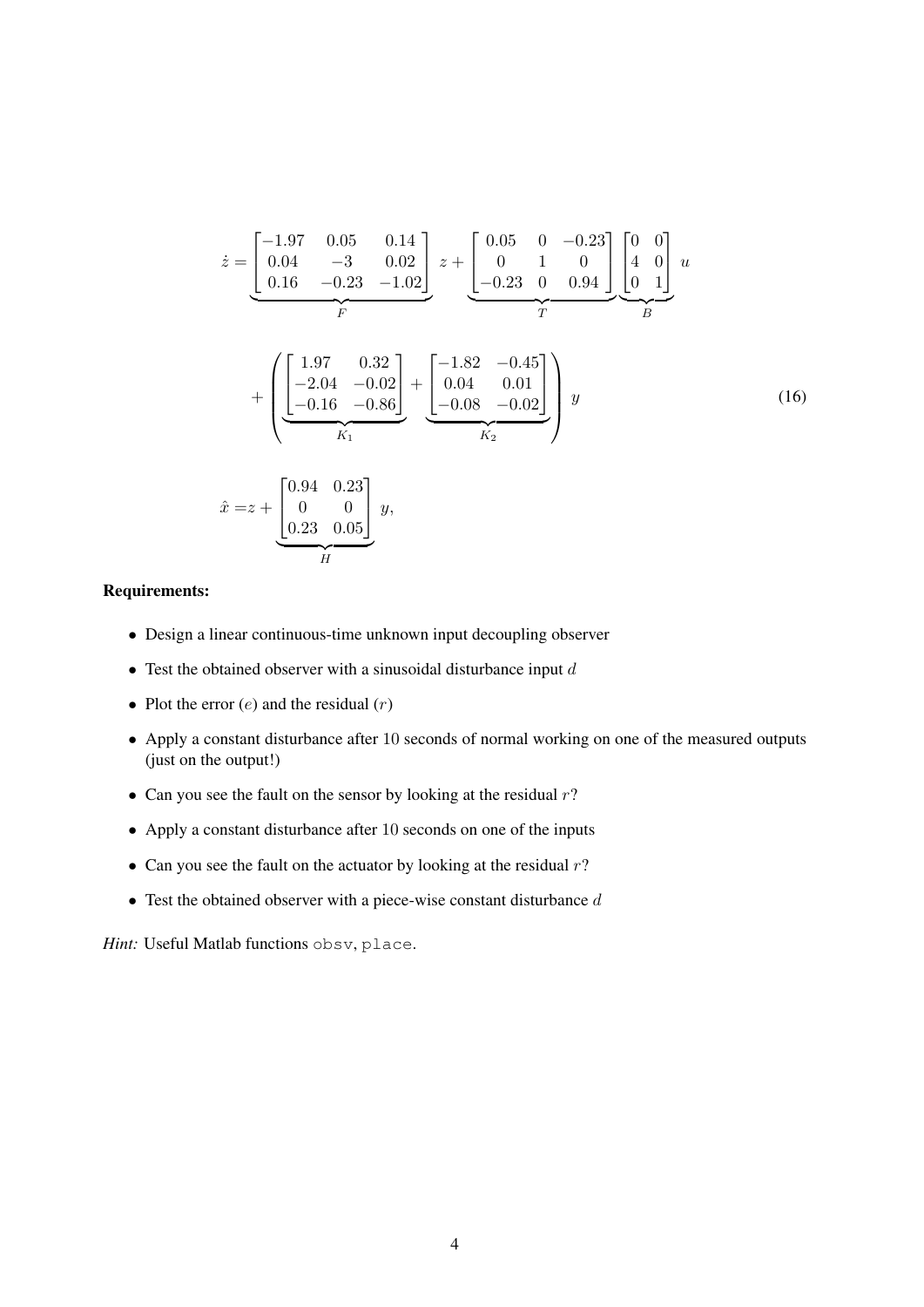$$
\begin{aligned}
\dot{z} = & \underbrace{\begin{bmatrix} -1.97 & 0.05 & 0.14 \\ 0.04 & -3 & 0.02 \\ 0.16 & -0.23 & -1.02 \end{bmatrix}}_{F} z + \underbrace{\begin{bmatrix} 0.05 & 0 & -0.23 \\ 0 & 1 & 0 \\ -0.23 & 0 & 0.94 \end{bmatrix}}_{T} \underbrace{\begin{bmatrix} 0 & 0 \\ 4 & 0 \\ 0 & 1 \end{bmatrix}}_{B} u \\
& + \left( \underbrace{\begin{bmatrix} 1.97 & 0.32 \\ -2.04 & -0.02 \\ -0.16 & -0.86 \end{bmatrix}}_{K_1} + \underbrace{\begin{bmatrix} -1.82 & -0.45 \\ 0.04 & 0.01 \\ -0.08 & -0.02 \end{bmatrix}}_{K_2} \right) y \qquad (16) \\
\hat{x} = & z + \underbrace{\begin{bmatrix} 0.94 & 0.23 \\ 0 & 0 \\ 0.23 & 0.05 \end{bmatrix}}_{H} y,
\end{aligned}
$$

**Requirements:**

- Design a linear continuous-time unknown input decoupling observer
- Test the obtained observer with a sinusoidal disturbance input $d$
- Plot the error ($e$) and the residual ($r$)
- Apply a constant disturbance after 10 seconds of normal working on one of the measured outputs (just on the output!)
- Can you see the fault on the sensor by looking at the residual $r$?
- Apply a constant disturbance after 10 seconds on one of the inputs
- Can you see the fault on the actuator by looking at the residual $r$?
- Test the obtained observer with a piece-wise constant disturbance $d$

*Hint:* Useful Matlab functions `obsv`, `place`.